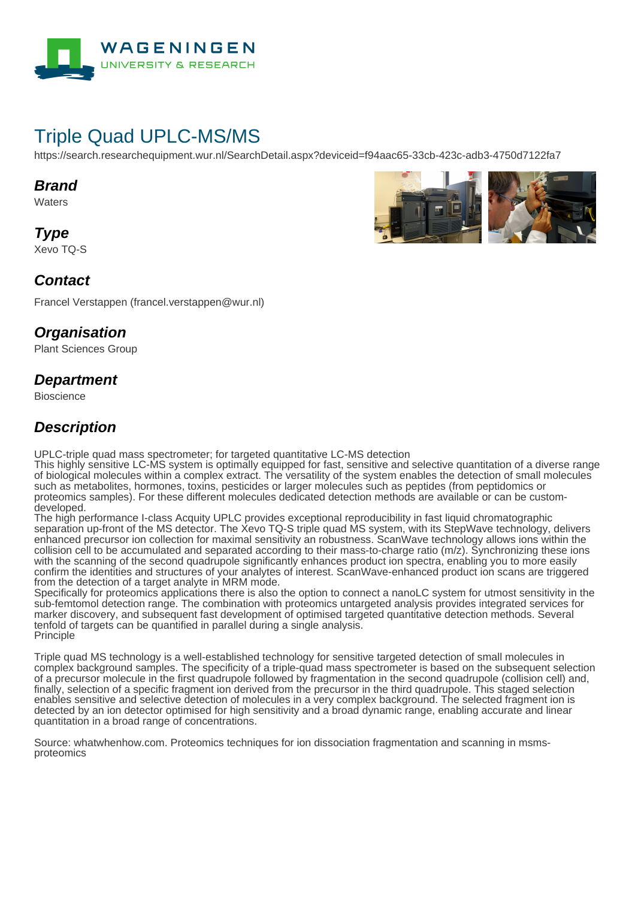# Triple Quad UPLC-MS/MS

https://search.researchequipment.wur.nl/SearchDetail.aspx?deviceid=f94aac65-33cb-423c-adb3-4750d7122fa7

## Brand

Waters

## Type

Xevo TQ-S

## Contact

Francel Verstappen (francel.verstappen@wur.nl)

## Organisation

Plant Sciences Group

## Department

Bioscience

## Description

UPLC-triple quad mass spectrometer; for targeted quantitative LC-MS detection
This highly sensitive LC-MS system is optimally equipped for fast, sensitive and selective quantitation of a diverse range of biological molecules within a complex extract. The versatility of the system enables the detection of small molecules such as metabolites, hormones, toxins, pesticides or larger molecules such as peptides (from peptidomics or proteomics samples). For these different molecules dedicated detection methods are available or can be custom-developed.
The high performance I-class Acquity UPLC provides exceptional reproducibility in fast liquid chromatographic separation up-front of the MS detector. The Xevo TQ-S triple quad MS system, with its StepWave technology, delivers enhanced precursor ion collection for maximal sensitivity an robustness. ScanWave technology allows ions within the collision cell to be accumulated and separated according to their mass-to-charge ratio (m/z). Synchronizing these ions with the scanning of the second quadrupole significantly enhances product ion spectra, enabling you to more easily confirm the identities and structures of your analytes of interest. ScanWave-enhanced product ion scans are triggered from the detection of a target analyte in MRM mode.
Specifically for proteomics applications there is also the option to connect a nanoLC system for utmost sensitivity in the sub-femtomol detection range. The combination with proteomics untargeted analysis provides integrated services for marker discovery, and subsequent fast development of optimised targeted quantitative detection methods. Several tenfold of targets can be quantified in parallel during a single analysis.
Principle

Triple quad MS technology is a well-established technology for sensitive targeted detection of small molecules in complex background samples. The specificity of a triple-quad mass spectrometer is based on the subsequent selection of a precursor molecule in the first quadrupole followed by fragmentation in the second quadrupole (collision cell) and, finally, selection of a specific fragment ion derived from the precursor in the third quadrupole. This staged selection enables sensitive and selective detection of molecules in a very complex background. The selected fragment ion is detected by an ion detector optimised for high sensitivity and a broad dynamic range, enabling accurate and linear quantitation in a broad range of concentrations.

Source: whatwhenhow.com. Proteomics techniques for ion dissociation fragmentation and scanning in msms-proteomics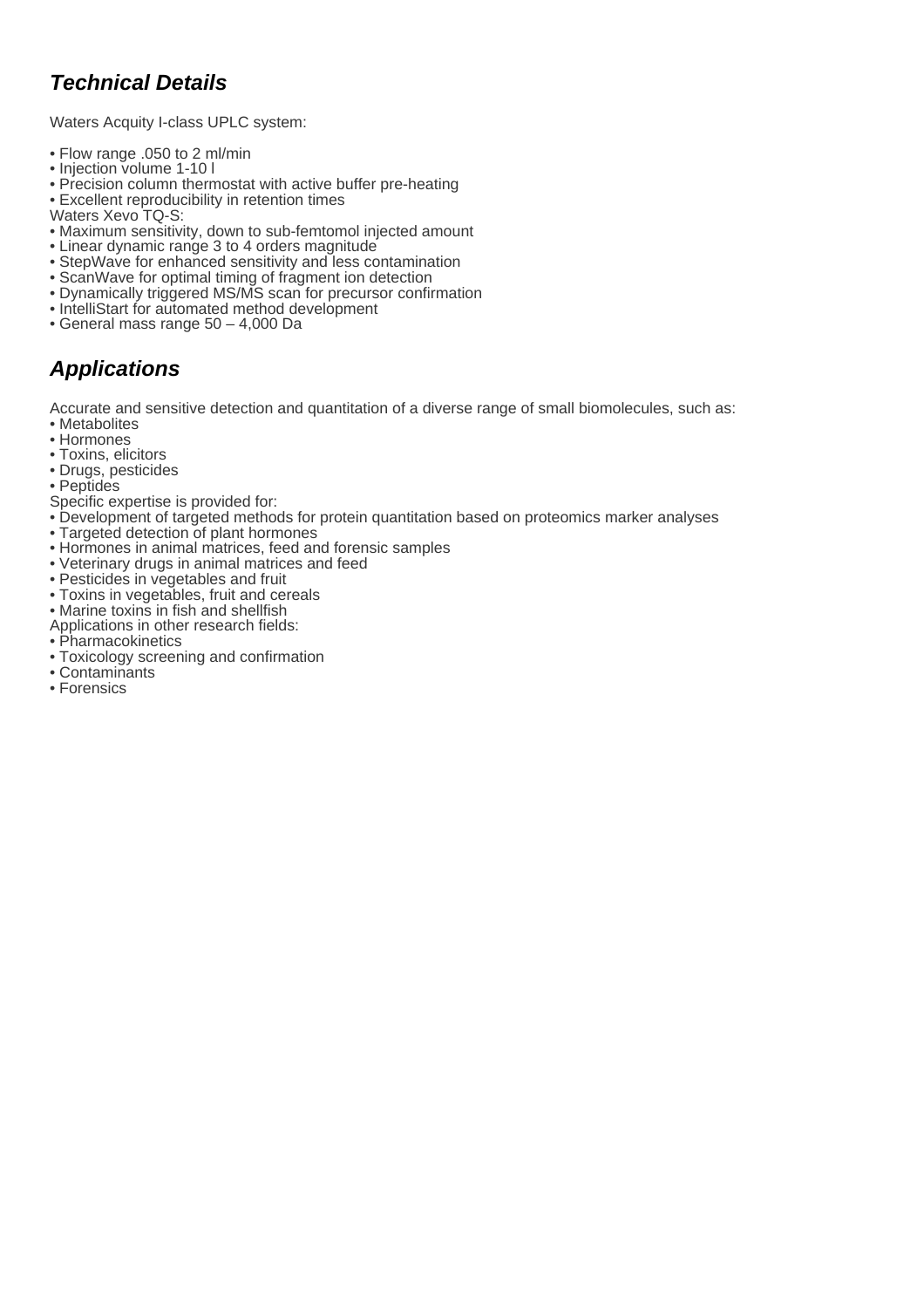## *Technical Details*

Waters Acquity I-class UPLC system:

- Flow range .050 to 2 ml/min
- Injection volume 1-10 l
- Precision column thermostat with active buffer pre-heating
- Excellent reproducibility in retention times

Waters Xevo TQ-S:

- Maximum sensitivity, down to sub-femtomol injected amount
- Linear dynamic range 3 to 4 orders magnitude
- StepWave for enhanced sensitivity and less contamination
- ScanWave for optimal timing of fragment ion detection
- Dynamically triggered MS/MS scan for precursor confirmation
- IntelliStart for automated method development
- General mass range 50 – 4,000 Da

## *Applications*

Accurate and sensitive detection and quantitation of a diverse range of small biomolecules, such as:

- Metabolites
- Hormones
- Toxins, elicitors
- Drugs, pesticides
- Peptides

Specific expertise is provided for:

- Development of targeted methods for protein quantitation based on proteomics marker analyses
- Targeted detection of plant hormones
- Hormones in animal matrices, feed and forensic samples
- Veterinary drugs in animal matrices and feed
- Pesticides in vegetables and fruit
- Toxins in vegetables, fruit and cereals
- Marine toxins in fish and shellfish

Applications in other research fields:

- Pharmacokinetics
- Toxicology screening and confirmation
- Contaminants
- Forensics